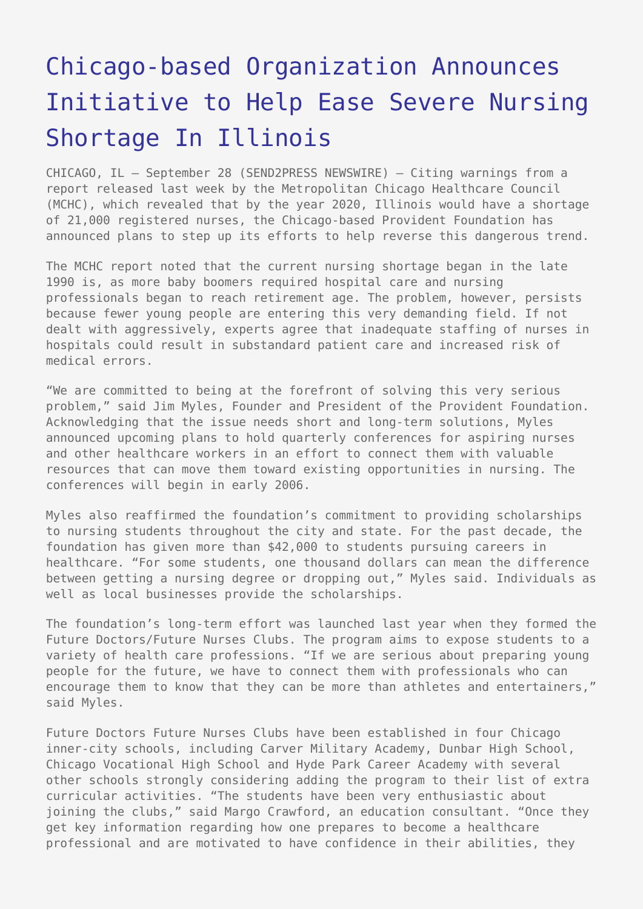# Chicago-based Organization Announces Initiative to Help Ease Severe Nursing Shortage In Illinois

CHICAGO, IL – September 28 (SEND2PRESS NEWSWIRE) — Citing warnings from a report released last week by the Metropolitan Chicago Healthcare Council (MCHC), which revealed that by the year 2020, Illinois would have a shortage of 21,000 registered nurses, the Chicago-based Provident Foundation has announced plans to step up its efforts to help reverse this dangerous trend.

The MCHC report noted that the current nursing shortage began in the late 1990 is, as more baby boomers required hospital care and nursing professionals began to reach retirement age. The problem, however, persists because fewer young people are entering this very demanding field. If not dealt with aggressively, experts agree that inadequate staffing of nurses in hospitals could result in substandard patient care and increased risk of medical errors.

"We are committed to being at the forefront of solving this very serious problem," said Jim Myles, Founder and President of the Provident Foundation. Acknowledging that the issue needs short and long-term solutions, Myles announced upcoming plans to hold quarterly conferences for aspiring nurses and other healthcare workers in an effort to connect them with valuable resources that can move them toward existing opportunities in nursing. The conferences will begin in early 2006.

Myles also reaffirmed the foundation's commitment to providing scholarships to nursing students throughout the city and state. For the past decade, the foundation has given more than $42,000 to students pursuing careers in healthcare. "For some students, one thousand dollars can mean the difference between getting a nursing degree or dropping out," Myles said. Individuals as well as local businesses provide the scholarships.

The foundation's long-term effort was launched last year when they formed the Future Doctors/Future Nurses Clubs. The program aims to expose students to a variety of health care professions. "If we are serious about preparing young people for the future, we have to connect them with professionals who can encourage them to know that they can be more than athletes and entertainers," said Myles.

Future Doctors Future Nurses Clubs have been established in four Chicago inner-city schools, including Carver Military Academy, Dunbar High School, Chicago Vocational High School and Hyde Park Career Academy with several other schools strongly considering adding the program to their list of extra curricular activities. "The students have been very enthusiastic about joining the clubs," said Margo Crawford, an education consultant. "Once they get key information regarding how one prepares to become a healthcare professional and are motivated to have confidence in their abilities, they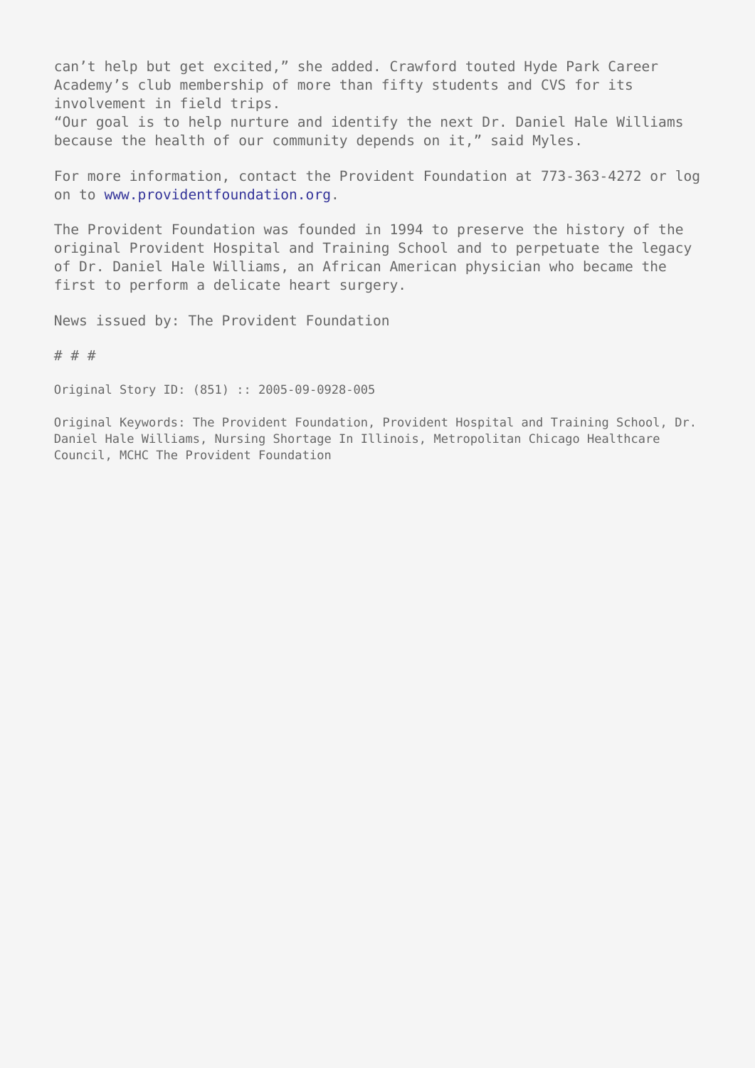can't help but get excited," she added. Crawford touted Hyde Park Career Academy's club membership of more than fifty students and CVS for its involvement in field trips.
"Our goal is to help nurture and identify the next Dr. Daniel Hale Williams because the health of our community depends on it," said Myles.

For more information, contact the Provident Foundation at 773-363-4272 or log on to www.providentfoundation.org.

The Provident Foundation was founded in 1994 to preserve the history of the original Provident Hospital and Training School and to perpetuate the legacy of Dr. Daniel Hale Williams, an African American physician who became the first to perform a delicate heart surgery.

News issued by: The Provident Foundation

# # #

Original Story ID: (851) :: 2005-09-0928-005

Original Keywords: The Provident Foundation, Provident Hospital and Training School, Dr. Daniel Hale Williams, Nursing Shortage In Illinois, Metropolitan Chicago Healthcare Council, MCHC The Provident Foundation